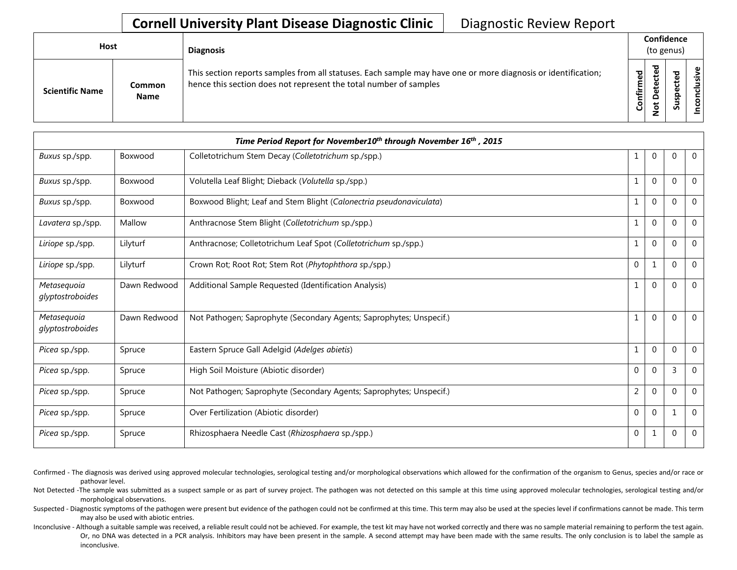# Cornell University Plant Disease Diagnostic Clinic

Diagnostic Review Report

| Host | | Diagnosis | Confidence (to genus) | | | |
|---|---|---|---|---|---|---|
| Scientific Name | Common Name | This section reports samples from all statuses. Each sample may have one or more diagnosis or identification; hence this section does not represent the total number of samples | Confirmed | Not Detected | Suspected | Inconclusive |
| ***Time Period Report for November10th through November 16th , 2015*** | | | | | | |
| *Buxus* sp./spp. | Boxwood | Colletotrichum Stem Decay (*Colletotrichum* sp./spp.) | 1 | 0 | 0 | 0 |
| *Buxus* sp./spp. | Boxwood | Volutella Leaf Blight; Dieback (*Volutella* sp./spp.) | 1 | 0 | 0 | 0 |
| *Buxus* sp./spp. | Boxwood | Boxwood Blight; Leaf and Stem Blight (*Calonectria pseudonaviculata*) | 1 | 0 | 0 | 0 |
| *Lavatera* sp./spp. | Mallow | Anthracnose Stem Blight (*Colletotrichum* sp./spp.) | 1 | 0 | 0 | 0 |
| *Liriope* sp./spp. | Lilyturf | Anthracnose; Colletotrichum Leaf Spot (*Colletotrichum* sp./spp.) | 1 | 0 | 0 | 0 |
| *Liriope* sp./spp. | Lilyturf | Crown Rot; Root Rot; Stem Rot (*Phytophthora* sp./spp.) | 0 | 1 | 0 | 0 |
| *Metasequoia glyptostroboides* | Dawn Redwood | Additional Sample Requested (Identification Analysis) | 1 | 0 | 0 | 0 |
| *Metasequoia glyptostroboides* | Dawn Redwood | Not Pathogen; Saprophyte (Secondary Agents; Saprophytes; Unspecif.) | 1 | 0 | 0 | 0 |
| *Picea* sp./spp. | Spruce | Eastern Spruce Gall Adelgid (*Adelges abietis*) | 1 | 0 | 0 | 0 |
| *Picea* sp./spp. | Spruce | High Soil Moisture (Abiotic disorder) | 0 | 0 | 3 | 0 |
| *Picea* sp./spp. | Spruce | Not Pathogen; Saprophyte (Secondary Agents; Saprophytes; Unspecif.) | 2 | 0 | 0 | 0 |
| *Picea* sp./spp. | Spruce | Over Fertilization (Abiotic disorder) | 0 | 0 | 1 | 0 |
| *Picea* sp./spp. | Spruce | Rhizosphaera Needle Cast (*Rhizosphaera* sp./spp.) | 0 | 1 | 0 | 0 |

Confirmed - The diagnosis was derived using approved molecular technologies, serological testing and/or morphological observations which allowed for the confirmation of the organism to Genus, species and/or race or pathovar level.

Not Detected -The sample was submitted as a suspect sample or as part of survey project. The pathogen was not detected on this sample at this time using approved molecular technologies, serological testing and/or morphological observations.

Suspected - Diagnostic symptoms of the pathogen were present but evidence of the pathogen could not be confirmed at this time. This term may also be used at the species level if confirmations cannot be made. This term may also be used with abiotic entries.

Inconclusive - Although a suitable sample was received, a reliable result could not be achieved. For example, the test kit may have not worked correctly and there was no sample material remaining to perform the test again. Or, no DNA was detected in a PCR analysis. Inhibitors may have been present in the sample. A second attempt may have been made with the same results. The only conclusion is to label the sample as inconclusive.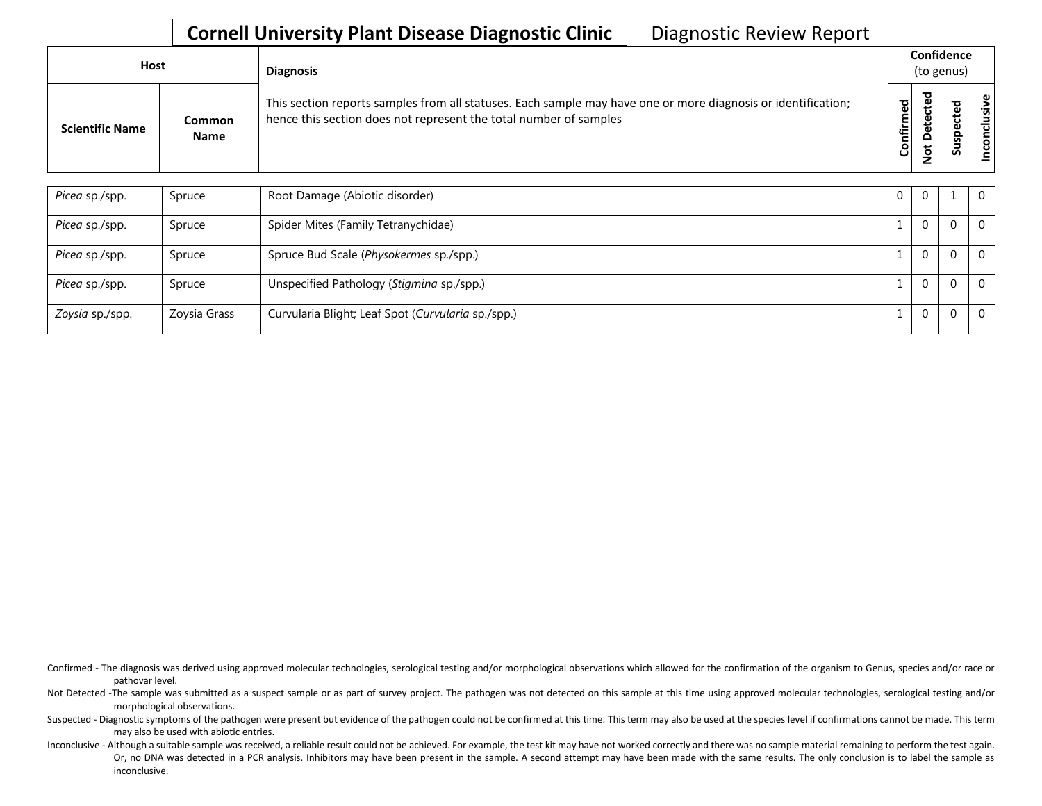# Cornell University Plant Disease Diagnostic Clinic

Diagnostic Review Report

| Host | | Diagnosis | Confidence (to genus) | | | |
|---|---|---|---|---|---|---|
| Scientific Name | Common Name | This section reports samples from all statuses. Each sample may have one or more diagnosis or identification; hence this section does not represent the total number of samples | Confirmed | Not Detected | Suspected | Inconclusive |
| *Picea* sp./spp. | Spruce | Root Damage (Abiotic disorder) | 0 | 0 | 1 | 0 |
| *Picea* sp./spp. | Spruce | Spider Mites (Family Tetranychidae) | 1 | 0 | 0 | 0 |
| *Picea* sp./spp. | Spruce | Spruce Bud Scale (*Physokermes* sp./spp.) | 1 | 0 | 0 | 0 |
| *Picea* sp./spp. | Spruce | Unspecified Pathology (*Stigmina* sp./spp.) | 1 | 0 | 0 | 0 |
| *Zoysia* sp./spp. | Zoysia Grass | Curvularia Blight; Leaf Spot (*Curvularia* sp./spp.) | 1 | 0 | 0 | 0 |

Confirmed - The diagnosis was derived using approved molecular technologies, serological testing and/or morphological observations which allowed for the confirmation of the organism to Genus, species and/or race or pathovar level.

Not Detected -The sample was submitted as a suspect sample or as part of survey project. The pathogen was not detected on this sample at this time using approved molecular technologies, serological testing and/or morphological observations.

Suspected - Diagnostic symptoms of the pathogen were present but evidence of the pathogen could not be confirmed at this time. This term may also be used at the species level if confirmations cannot be made. This term may also be used with abiotic entries.

Inconclusive - Although a suitable sample was received, a reliable result could not be achieved. For example, the test kit may have not worked correctly and there was no sample material remaining to perform the test again. Or, no DNA was detected in a PCR analysis. Inhibitors may have been present in the sample. A second attempt may have been made with the same results. The only conclusion is to label the sample as inconclusive.